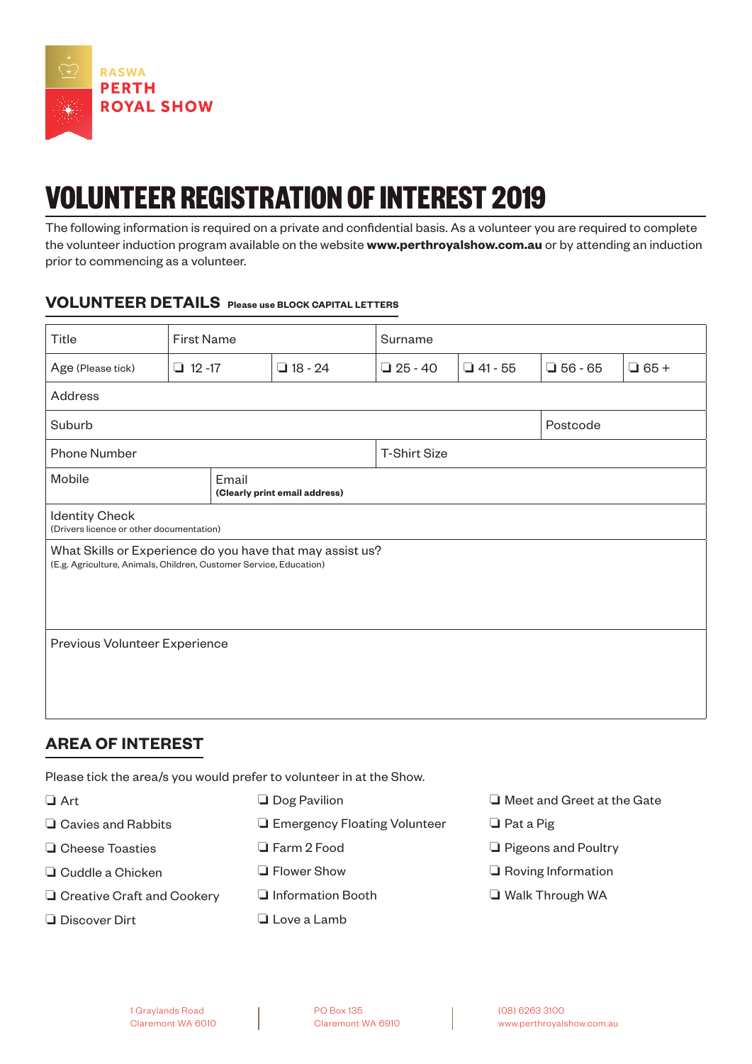RASWA
PERTH
ROYAL SHOW

# VOLUNTEER REGISTRATION OF INTEREST 2019

The following information is required on a private and confidential basis. As a volunteer you are required to complete the volunteer induction program available on the website **www.perthroyalshow.com.au** or by attending an induction prior to commencing as a volunteer.

## VOLUNTEER DETAILS **Please use BLOCK CAPITAL LETTERS**

| Title | First Name | | Surname | | | |
|---|---|---|---|---|---|---|
| Age (Please tick) | ❑ 12 -17 | ❑ 18 - 24 | ❑ 25 - 40 | ❑ 41 - 55 | ❑ 56 - 65 | ❑ 65 + |
| Address | | | | | | |
| Suburb | | | | | Postcode | |
| Phone Number | | | T-Shirt Size | | | |
| Mobile | Email **(Clearly print email address)** | | | | | |
| Identity Check (Drivers licence or other documentation) | | | | | | |
| What Skills or Experience do you have that may assist us? (E.g. Agriculture, Animals, Children, Customer Service, Education) | | | | | | |
| Previous Volunteer Experience | | | | | | |

## AREA OF INTEREST

Please tick the area/s you would prefer to volunteer in at the Show.

- ❑ Art
- ❑ Cavies and Rabbits
- ❑ Cheese Toasties
- ❑ Cuddle a Chicken
- ❑ Creative Craft and Cookery
- ❑ Discover Dirt
- ❑ Dog Pavilion
- ❑ Emergency Floating Volunteer
- ❑ Farm 2 Food
- ❑ Flower Show
- ❑ Information Booth
- ❑ Love a Lamb
- ❑ Meet and Greet at the Gate
- ❑ Pat a Pig
- ❑ Pigeons and Poultry
- ❑ Roving Information
- ❑ Walk Through WA

1 Graylands Road
Claremont WA 6010

PO Box 135
Claremont WA 6910

(08) 6263 3100
www.perthroyalshow.com.au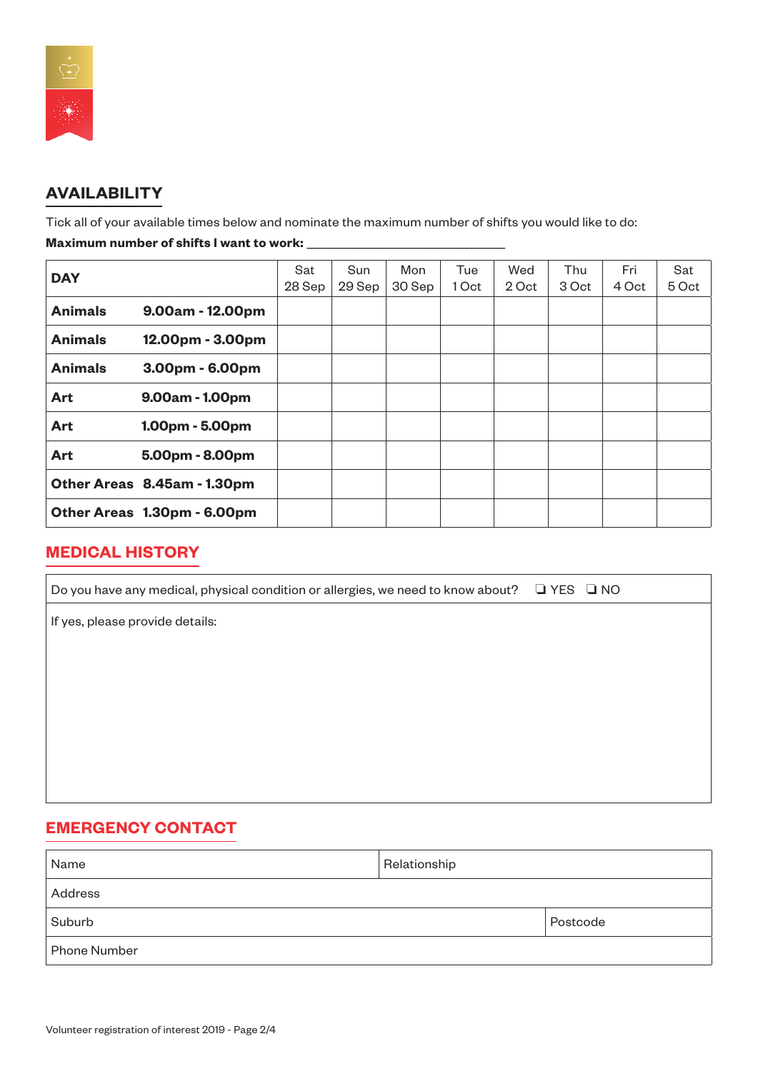## AVAILABILITY

Tick all of your available times below and nominate the maximum number of shifts you would like to do:

**Maximum number of shifts I want to work:** ______________________________

| DAY | | Sat 28 Sep | Sun 29 Sep | Mon 30 Sep | Tue 1 Oct | Wed 2 Oct | Thu 3 Oct | Fri 4 Oct | Sat 5 Oct |
|---|---|---|---|---|---|---|---|---|---|
| **Animals** | **9.00am - 12.00pm** | | | | | | | | |
| **Animals** | **12.00pm - 3.00pm** | | | | | | | | |
| **Animals** | **3.00pm - 6.00pm** | | | | | | | | |
| **Art** | **9.00am - 1.00pm** | | | | | | | | |
| **Art** | **1.00pm - 5.00pm** | | | | | | | | |
| **Art** | **5.00pm - 8.00pm** | | | | | | | | |
| **Other Areas** | **8.45am - 1.30pm** | | | | | | | | |
| **Other Areas** | **1.30pm - 6.00pm** | | | | | | | | |

## MEDICAL HISTORY

Do you have any medical, physical condition or allergies, we need to know about? ❑ YES ❑ NO

If yes, please provide details:

## EMERGENCY CONTACT

| Name | Relationship |
|---|---|
| Address | |
| Suburb | Postcode |
| Phone Number | |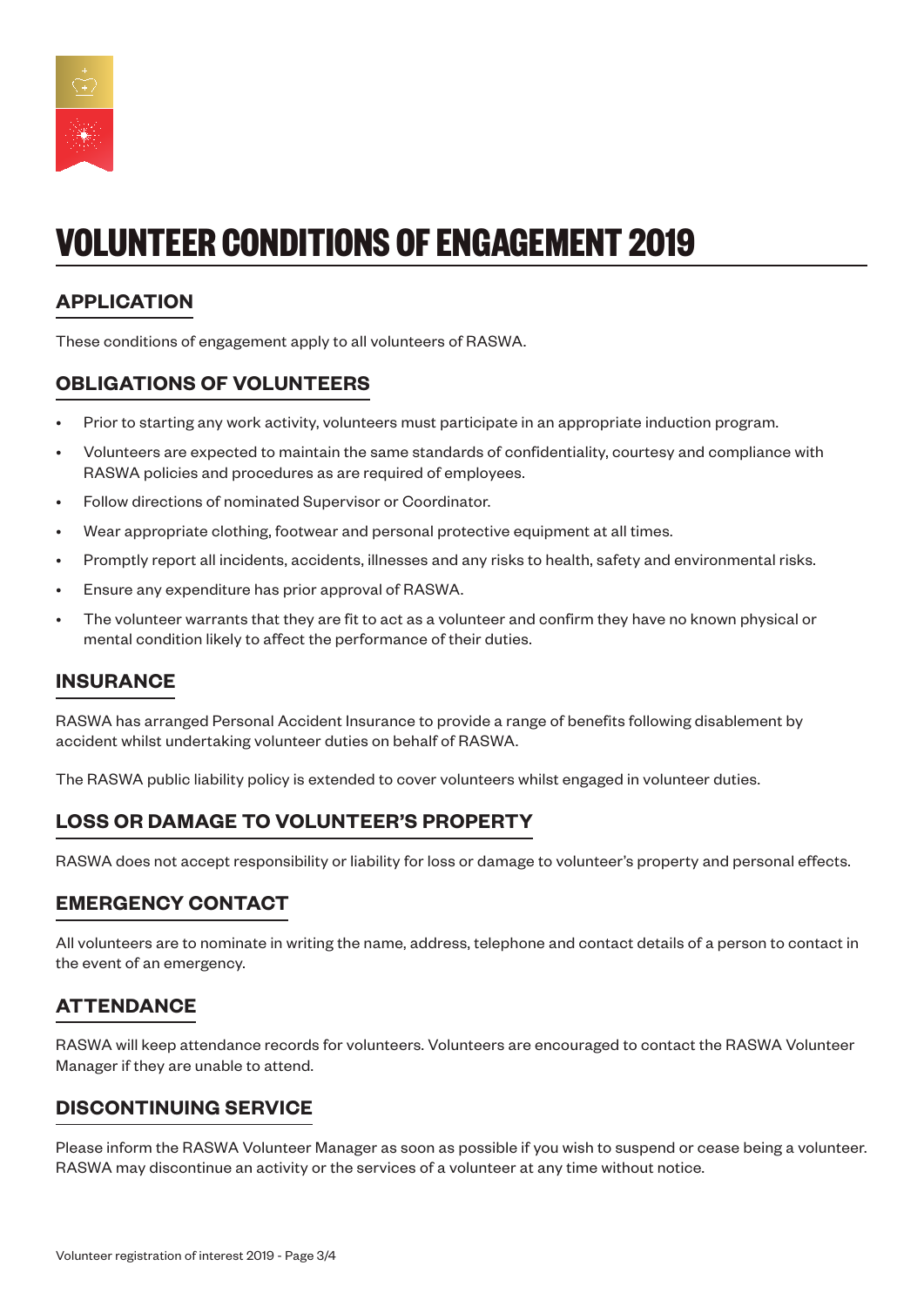# VOLUNTEER CONDITIONS OF ENGAGEMENT 2019

## APPLICATION

These conditions of engagement apply to all volunteers of RASWA.

## OBLIGATIONS OF VOLUNTEERS

- Prior to starting any work activity, volunteers must participate in an appropriate induction program.
- Volunteers are expected to maintain the same standards of confidentiality, courtesy and compliance with RASWA policies and procedures as are required of employees.
- Follow directions of nominated Supervisor or Coordinator.
- Wear appropriate clothing, footwear and personal protective equipment at all times.
- Promptly report all incidents, accidents, illnesses and any risks to health, safety and environmental risks.
- Ensure any expenditure has prior approval of RASWA.
- The volunteer warrants that they are fit to act as a volunteer and confirm they have no known physical or mental condition likely to affect the performance of their duties.

## INSURANCE

RASWA has arranged Personal Accident Insurance to provide a range of benefits following disablement by accident whilst undertaking volunteer duties on behalf of RASWA.

The RASWA public liability policy is extended to cover volunteers whilst engaged in volunteer duties.

## LOSS OR DAMAGE TO VOLUNTEER'S PROPERTY

RASWA does not accept responsibility or liability for loss or damage to volunteer's property and personal effects.

## EMERGENCY CONTACT

All volunteers are to nominate in writing the name, address, telephone and contact details of a person to contact in the event of an emergency.

## ATTENDANCE

RASWA will keep attendance records for volunteers. Volunteers are encouraged to contact the RASWA Volunteer Manager if they are unable to attend.

## DISCONTINUING SERVICE

Please inform the RASWA Volunteer Manager as soon as possible if you wish to suspend or cease being a volunteer. RASWA may discontinue an activity or the services of a volunteer at any time without notice.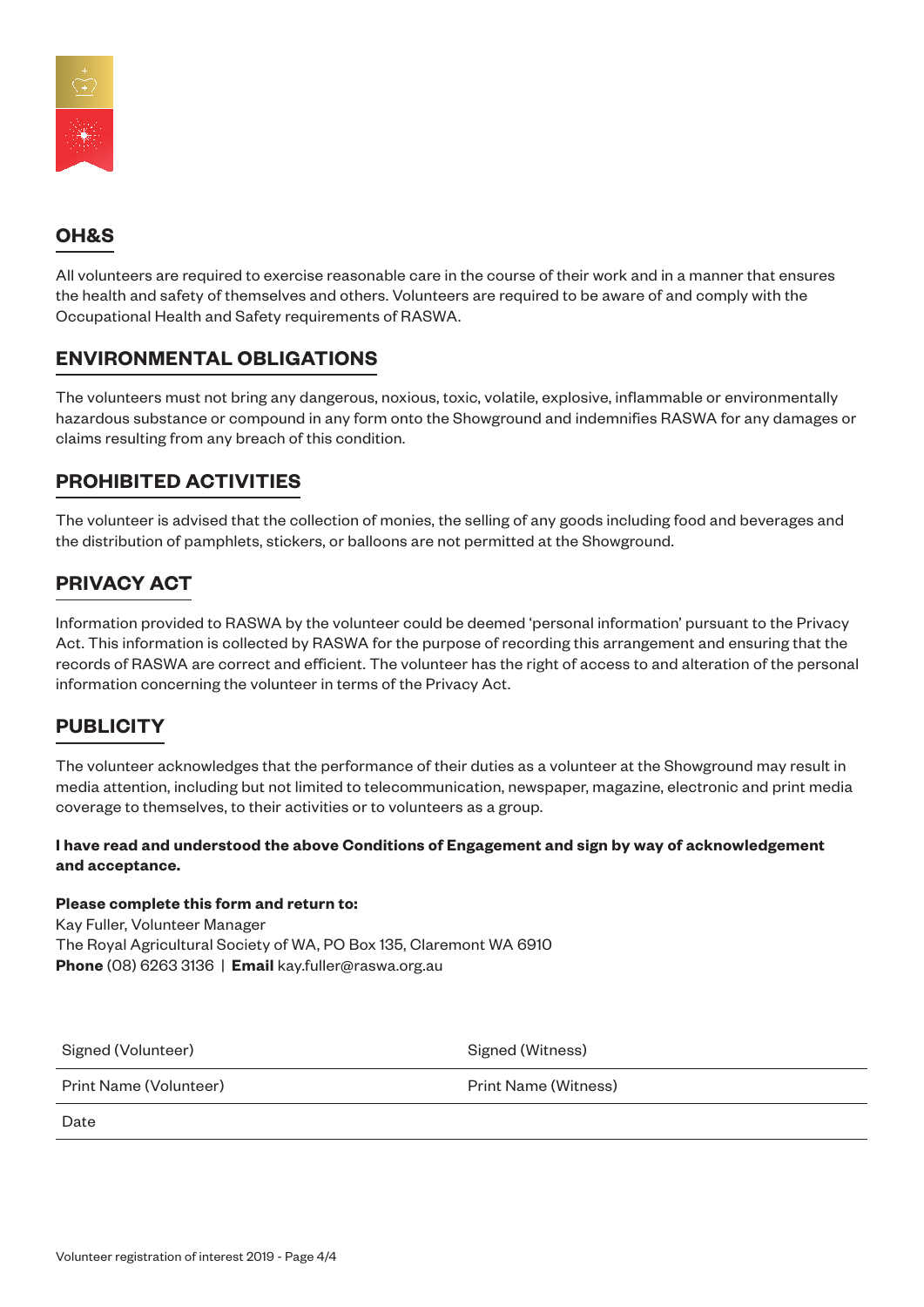## OH&S

All volunteers are required to exercise reasonable care in the course of their work and in a manner that ensures the health and safety of themselves and others. Volunteers are required to be aware of and comply with the Occupational Health and Safety requirements of RASWA.

## ENVIRONMENTAL OBLIGATIONS

The volunteers must not bring any dangerous, noxious, toxic, volatile, explosive, inflammable or environmentally hazardous substance or compound in any form onto the Showground and indemnifies RASWA for any damages or claims resulting from any breach of this condition.

## PROHIBITED ACTIVITIES

The volunteer is advised that the collection of monies, the selling of any goods including food and beverages and the distribution of pamphlets, stickers, or balloons are not permitted at the Showground.

## PRIVACY ACT

Information provided to RASWA by the volunteer could be deemed 'personal information' pursuant to the Privacy Act. This information is collected by RASWA for the purpose of recording this arrangement and ensuring that the records of RASWA are correct and efficient. The volunteer has the right of access to and alteration of the personal information concerning the volunteer in terms of the Privacy Act.

## PUBLICITY

The volunteer acknowledges that the performance of their duties as a volunteer at the Showground may result in media attention, including but not limited to telecommunication, newspaper, magazine, electronic and print media coverage to themselves, to their activities or to volunteers as a group.

**I have read and understood the above Conditions of Engagement and sign by way of acknowledgement and acceptance.**

**Please complete this form and return to:**
Kay Fuller, Volunteer Manager
The Royal Agricultural Society of WA, PO Box 135, Claremont WA 6910
**Phone** (08) 6263 3136 | **Email** kay.fuller@raswa.org.au

| | |
|---|---|
| Signed (Volunteer) | Signed (Witness) |
| Print Name (Volunteer) | Print Name (Witness) |
| Date | |